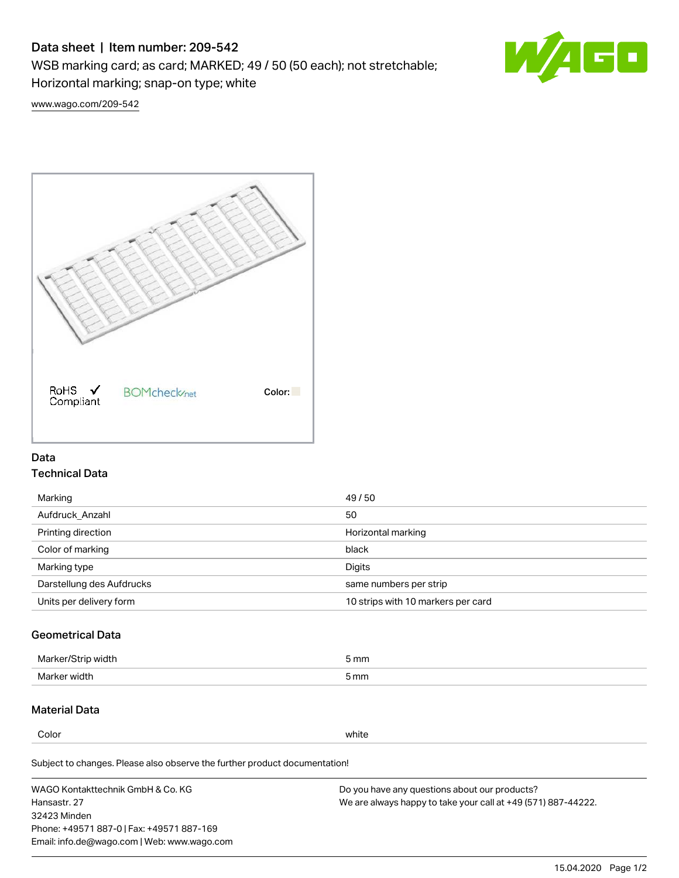# Data sheet | Item number: 209-542

WSB marking card; as card; MARKED; 49 / 50 (50 each); not stretchable; Horizontal marking; snap-on type; white

www.wago.com/209-542

RoHS ✓ Compliant

BOMcheck.net

Color:

## Data

### Technical Data

| | |
|---|---|
| Marking | 49 / 50 |
| Aufdruck_Anzahl | 50 |
| Printing direction | Horizontal marking |
| Color of marking | black |
| Marking type | Digits |
| Darstellung des Aufdrucks | same numbers per strip |
| Units per delivery form | 10 strips with 10 markers per card |

### Geometrical Data

| | |
|---|---|
| Marker/Strip width | 5 mm |
| Marker width | 5 mm |

### Material Data

| | |
|---|---|
| Color | white |

Subject to changes. Please also observe the further product documentation!

WAGO Kontakttechnik GmbH & Co. KG
Hansastr. 27
32423 Minden
Phone: +49571 887-0 | Fax: +49571 887-169
Email: info.de@wago.com | Web: www.wago.com

Do you have any questions about our products?
We are always happy to take your call at +49 (571) 887-44222.

15.04.2020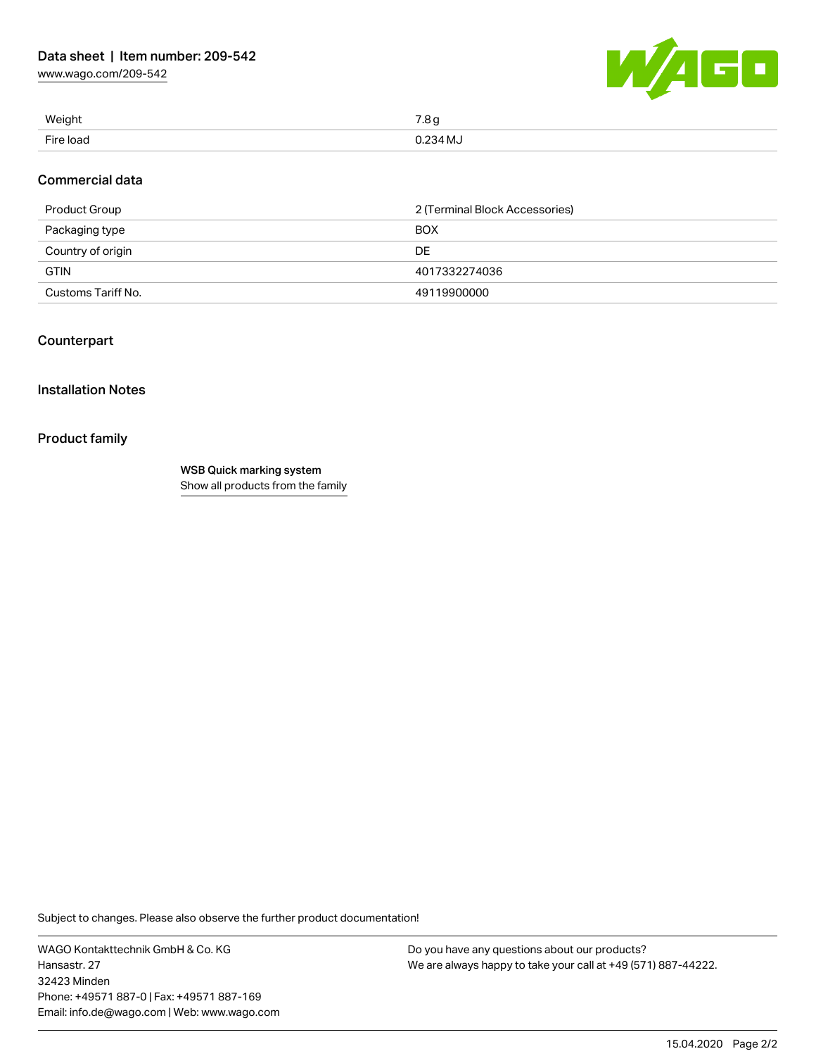| | |
|---|---|
| Weight | 7.8 g |
| Fire load | 0.234 MJ |

## Commercial data

| | |
|---|---|
| Product Group | 2 (Terminal Block Accessories) |
| Packaging type | BOX |
| Country of origin | DE |
| GTIN | 4017332274036 |
| Customs Tariff No. | 49119900000 |

## Counterpart

## Installation Notes

## Product family

**WSB Quick marking system**
Show all products from the family

Subject to changes. Please also observe the further product documentation!

WAGO Kontakttechnik GmbH & Co. KG
Hansastr. 27
32423 Minden
Phone: +49571 887-0 | Fax: +49571 887-169
Email: info.de@wago.com | Web: www.wago.com

Do you have any questions about our products?
We are always happy to take your call at +49 (571) 887-44222.

15.04.2020